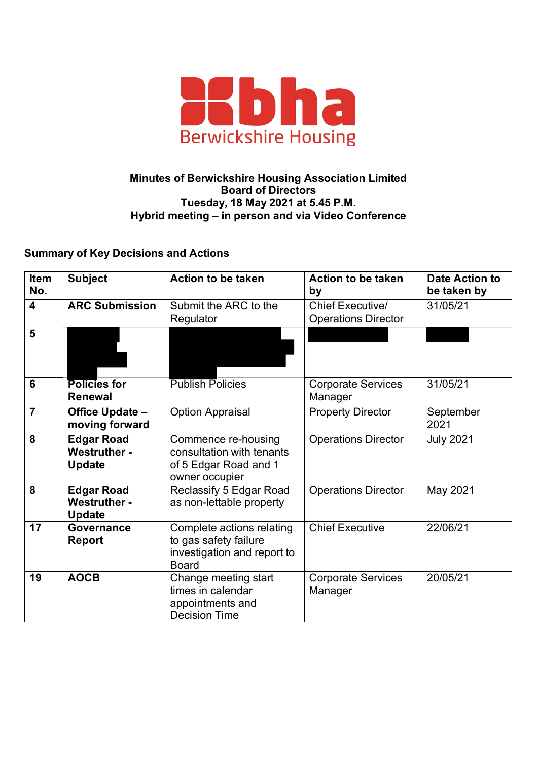bha
Berwickshire Housing

**Minutes of Berwickshire Housing Association Limited**
**Board of Directors**
**Tuesday, 18 May 2021 at 5.45 P.M.**
**Hybrid meeting – in person and via Video Conference**

## Summary of Key Decisions and Actions

| Item No. | Subject | Action to be taken | Action to be taken by | Date Action to be taken by |
|---|---|---|---|---|
| **4** | **ARC Submission** | Submit the ARC to the Regulator | Chief Executive/ Operations Director | 31/05/21 |
| **5** | | | | |
| **6** | **Policies for Renewal** | Publish Policies | Corporate Services Manager | 31/05/21 |
| **7** | **Office Update – moving forward** | Option Appraisal | Property Director | September 2021 |
| **8** | **Edgar Road Westruther - Update** | Commence re-housing consultation with tenants of 5 Edgar Road and 1 owner occupier | Operations Director | July 2021 |
| **8** | **Edgar Road Westruther - Update** | Reclassify 5 Edgar Road as non-lettable property | Operations Director | May 2021 |
| **17** | **Governance Report** | Complete actions relating to gas safety failure investigation and report to Board | Chief Executive | 22/06/21 |
| **19** | **AOCB** | Change meeting start times in calendar appointments and Decision Time | Corporate Services Manager | 20/05/21 |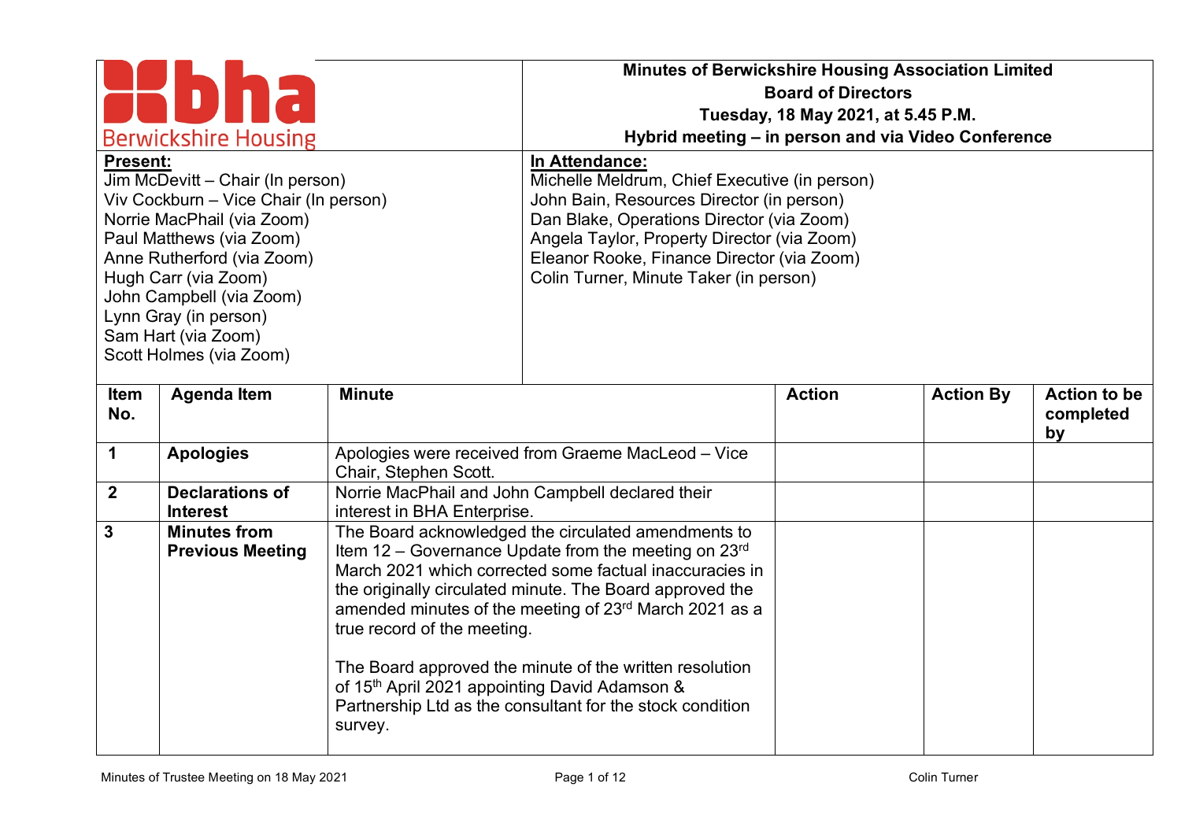**bha**
Berwickshire Housing

**Minutes of Berwickshire Housing Association Limited**
**Board of Directors**
**Tuesday, 18 May 2021, at 5.45 P.M.**
**Hybrid meeting – in person and via Video Conference**

**Present:**
Jim McDevitt – Chair (In person)
Viv Cockburn – Vice Chair (In person)
Norrie MacPhail (via Zoom)
Paul Matthews (via Zoom)
Anne Rutherford (via Zoom)
Hugh Carr (via Zoom)
John Campbell (via Zoom)
Lynn Gray (in person)
Sam Hart (via Zoom)
Scott Holmes (via Zoom)

**In Attendance:**
Michelle Meldrum, Chief Executive (in person)
John Bain, Resources Director (in person)
Dan Blake, Operations Director (via Zoom)
Angela Taylor, Property Director (via Zoom)
Eleanor Rooke, Finance Director (via Zoom)
Colin Turner, Minute Taker (in person)

| Item No. | Agenda Item | Minute | Action | Action By | Action to be completed by |
|---|---|---|---|---|---|
| 1 | **Apologies** | Apologies were received from Graeme MacLeod – Vice Chair, Stephen Scott. | | | |
| 2 | **Declarations of Interest** | Norrie MacPhail and John Campbell declared their interest in BHA Enterprise. | | | |
| 3 | **Minutes from Previous Meeting** | The Board acknowledged the circulated amendments to Item 12 – Governance Update from the meeting on 23rd March 2021 which corrected some factual inaccuracies in the originally circulated minute. The Board approved the amended minutes of the meeting of 23rd March 2021 as a true record of the meeting.<br><br>The Board approved the minute of the written resolution of 15th April 2021 appointing David Adamson & Partnership Ltd as the consultant for the stock condition survey. | | | |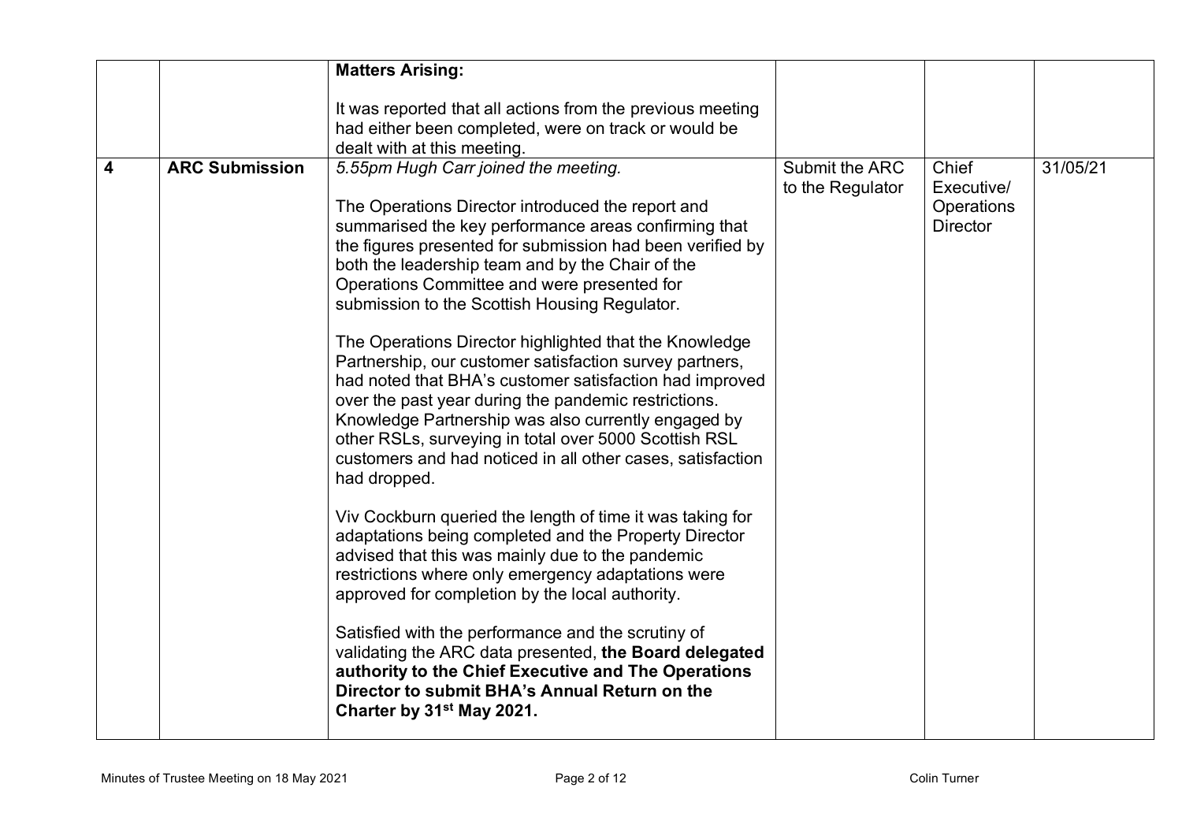| | | | | | |
|---|---|---|---|---|---|
| | | **Matters Arising:**<br><br>It was reported that all actions from the previous meeting had either been completed, were on track or would be dealt with at this meeting. | | | |
| **4** | **ARC Submission** | *5.55pm Hugh Carr joined the meeting.*<br><br>The Operations Director introduced the report and summarised the key performance areas confirming that the figures presented for submission had been verified by both the leadership team and by the Chair of the Operations Committee and were presented for submission to the Scottish Housing Regulator.<br><br>The Operations Director highlighted that the Knowledge Partnership, our customer satisfaction survey partners, had noted that BHA's customer satisfaction had improved over the past year during the pandemic restrictions. Knowledge Partnership was also currently engaged by other RSLs, surveying in total over 5000 Scottish RSL customers and had noticed in all other cases, satisfaction had dropped.<br><br>Viv Cockburn queried the length of time it was taking for adaptations being completed and the Property Director advised that this was mainly due to the pandemic restrictions where only emergency adaptations were approved for completion by the local authority.<br><br>Satisfied with the performance and the scrutiny of validating the ARC data presented, **the Board delegated authority to the Chief Executive and The Operations Director to submit BHA's Annual Return on the Charter by 31st May 2021.** | Submit the ARC to the Regulator | Chief Executive/ Operations Director | 31/05/21 |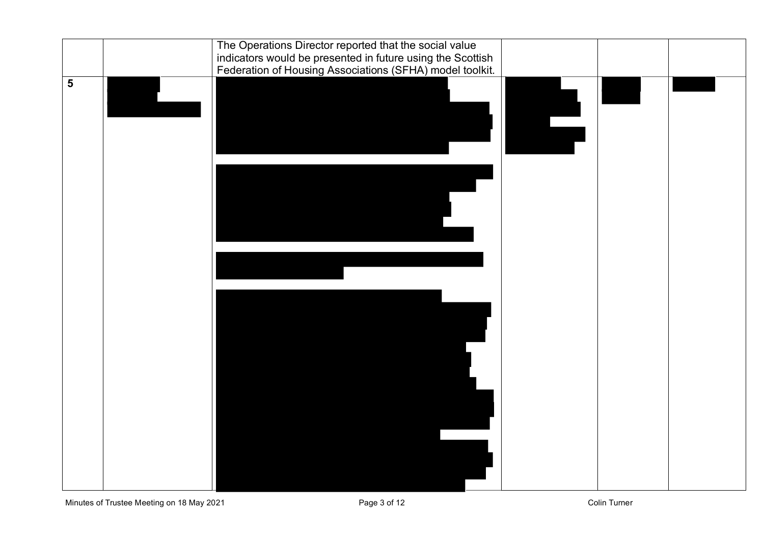| | | | | | |
|---|---|---|---|---|---|
| | | The Operations Director reported that the social value indicators would be presented in future using the Scottish Federation of Housing Associations (SFHA) model toolkit. | | | |
| 5 | | | | | |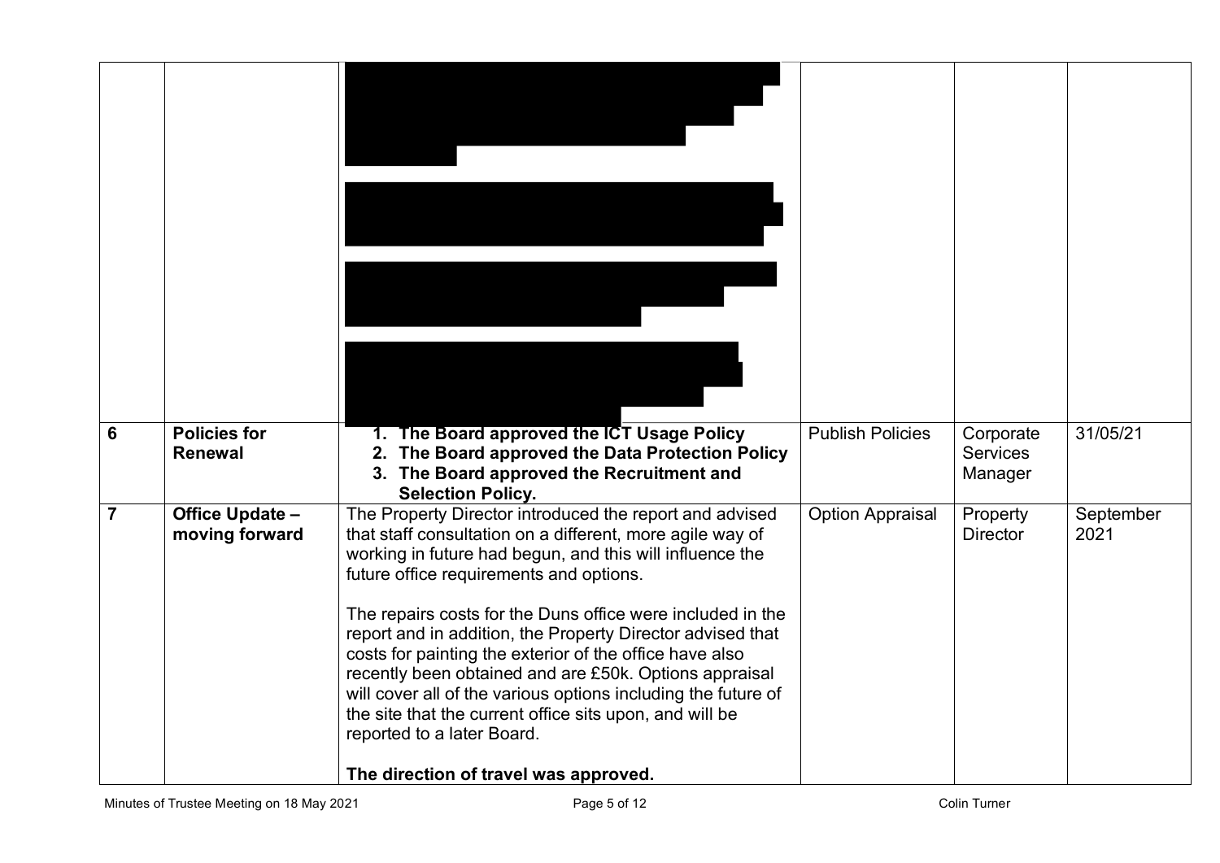| | | | | | |
|---|---|---|---|---|---|
| | | [redacted] | | | |
| 6 | **Policies for Renewal** | 1. **The Board approved the ICT Usage Policy**<br>2. **The Board approved the Data Protection Policy**<br>3. **The Board approved the Recruitment and Selection Policy.** | Publish Policies | Corporate Services Manager | 31/05/21 |
| 7 | **Office Update – moving forward** | The Property Director introduced the report and advised that staff consultation on a different, more agile way of working in future had begun, and this will influence the future office requirements and options.<br><br>The repairs costs for the Duns office were included in the report and in addition, the Property Director advised that costs for painting the exterior of the office have also recently been obtained and are £50k. Options appraisal will cover all of the various options including the future of the site that the current office sits upon, and will be reported to a later Board.<br><br>**The direction of travel was approved.** | Option Appraisal | Property Director | September 2021 |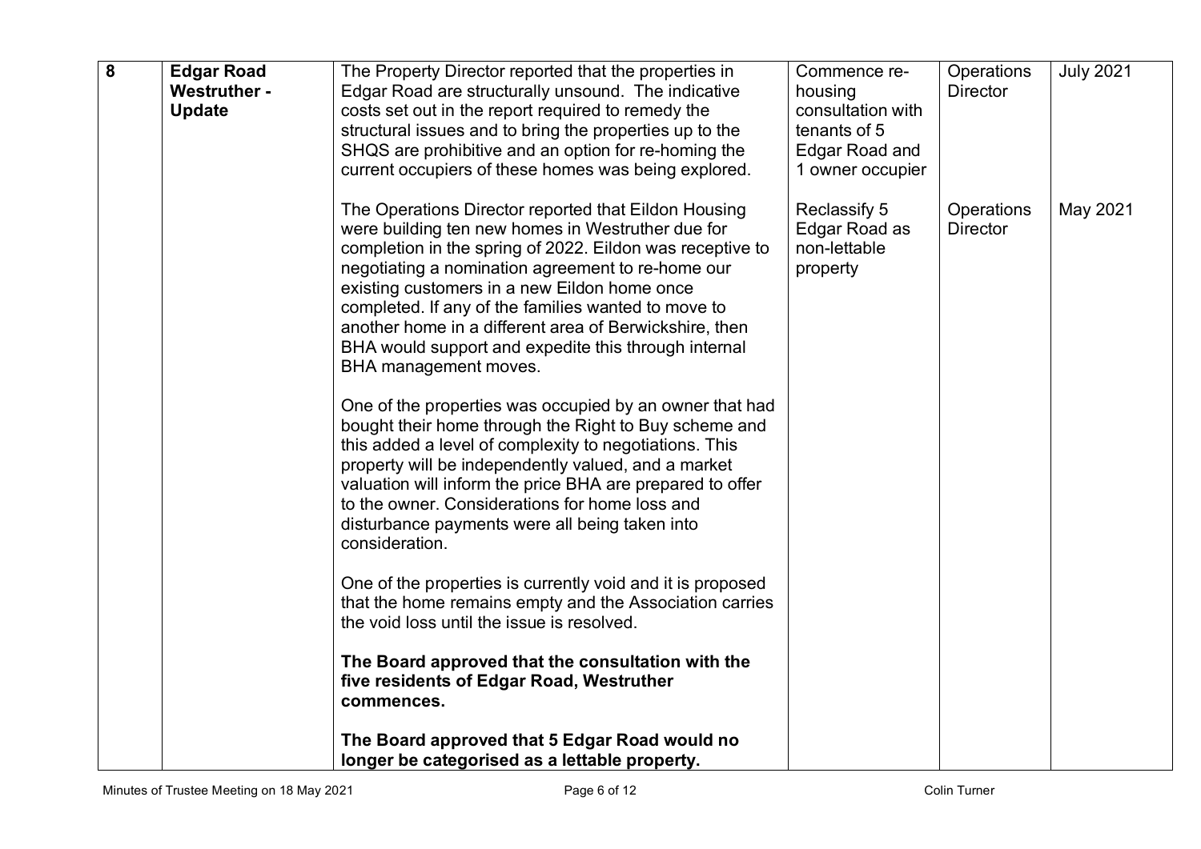| 8 | **Edgar Road Westruther - Update** | The Property Director reported that the properties in Edgar Road are structurally unsound. The indicative costs set out in the report required to remedy the structural issues and to bring the properties up to the SHQS are prohibitive and an option for re-homing the current occupiers of these homes was being explored.<br><br>The Operations Director reported that Eildon Housing were building ten new homes in Westruther due for completion in the spring of 2022. Eildon was receptive to negotiating a nomination agreement to re-home our existing customers in a new Eildon home once completed. If any of the families wanted to move to another home in a different area of Berwickshire, then BHA would support and expedite this through internal BHA management moves.<br><br>One of the properties was occupied by an owner that had bought their home through the Right to Buy scheme and this added a level of complexity to negotiations. This property will be independently valued, and a market valuation will inform the price BHA are prepared to offer to the owner. Considerations for home loss and disturbance payments were all being taken into consideration.<br><br>One of the properties is currently void and it is proposed that the home remains empty and the Association carries the void loss until the issue is resolved.<br><br>**The Board approved that the consultation with the five residents of Edgar Road, Westruther commences.**<br><br>**The Board approved that 5 Edgar Road would no longer be categorised as a lettable property.** | Commence re-housing consultation with tenants of 5 Edgar Road and 1 owner occupier<br><br>Reclassify 5 Edgar Road as non-lettable property | Operations Director<br><br>Operations Director | July 2021<br><br>May 2021 |
|---|---|---|---|---|---|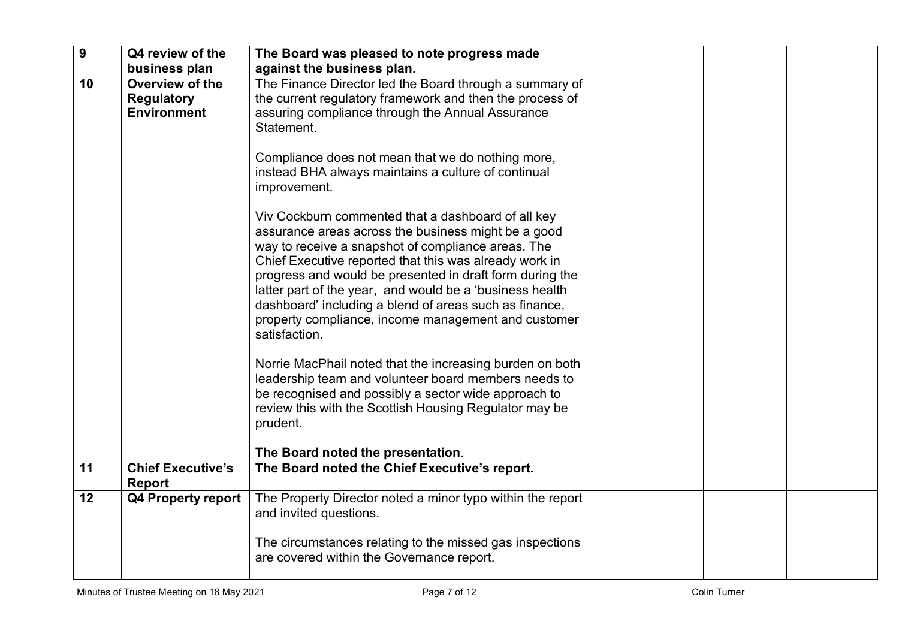| 9 | **Q4 review of the business plan** | **The Board was pleased to note progress made against the business plan.** | | | |
|---|---|---|---|---|---|
| 10 | **Overview of the Regulatory Environment** | The Finance Director led the Board through a summary of the current regulatory framework and then the process of assuring compliance through the Annual Assurance Statement.<br><br>Compliance does not mean that we do nothing more, instead BHA always maintains a culture of continual improvement.<br><br>Viv Cockburn commented that a dashboard of all key assurance areas across the business might be a good way to receive a snapshot of compliance areas. The Chief Executive reported that this was already work in progress and would be presented in draft form during the latter part of the year, and would be a 'business health dashboard' including a blend of areas such as finance, property compliance, income management and customer satisfaction.<br><br>Norrie MacPhail noted that the increasing burden on both leadership team and volunteer board members needs to be recognised and possibly a sector wide approach to review this with the Scottish Housing Regulator may be prudent.<br><br>**The Board noted the presentation**. | | | |
| 11 | **Chief Executive's Report** | **The Board noted the Chief Executive's report.** | | | |
| 12 | **Q4 Property report** | The Property Director noted a minor typo within the report and invited questions.<br><br>The circumstances relating to the missed gas inspections are covered within the Governance report. | | | |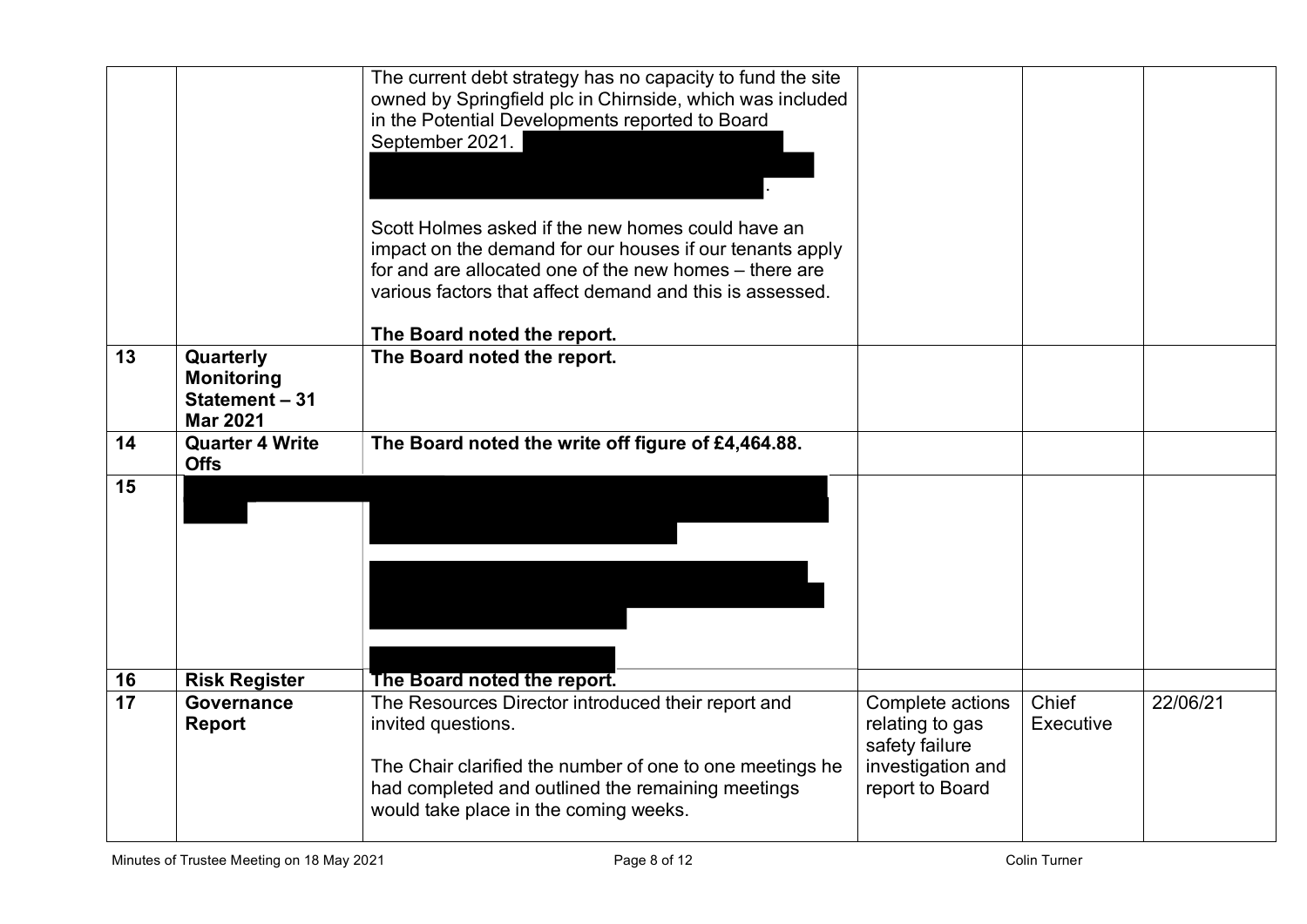|  |  |  |  |  |  |
|---|---|---|---|---|---|
|  |  | The current debt strategy has no capacity to fund the site owned by Springfield plc in Chirnside, which was included in the Potential Developments reported to Board September 2021.<br><br>Scott Holmes asked if the new homes could have an impact on the demand for our houses if our tenants apply for and are allocated one of the new homes – there are various factors that affect demand and this is assessed.<br><br>**The Board noted the report.** |  |  |  |
| 13 | **Quarterly Monitoring Statement – 31 Mar 2021** | **The Board noted the report.** |  |  |  |
| 14 | **Quarter 4 Write Offs** | **The Board noted the write off figure of £4,464.88.** |  |  |  |
| 15 |  |  |  |  |  |
| 16 | **Risk Register** | **The Board noted the report.** |  |  |  |
| 17 | **Governance Report** | The Resources Director introduced their report and invited questions.<br><br>The Chair clarified the number of one to one meetings he had completed and outlined the remaining meetings would take place in the coming weeks. | Complete actions relating to gas safety failure investigation and report to Board | Chief Executive | 22/06/21 |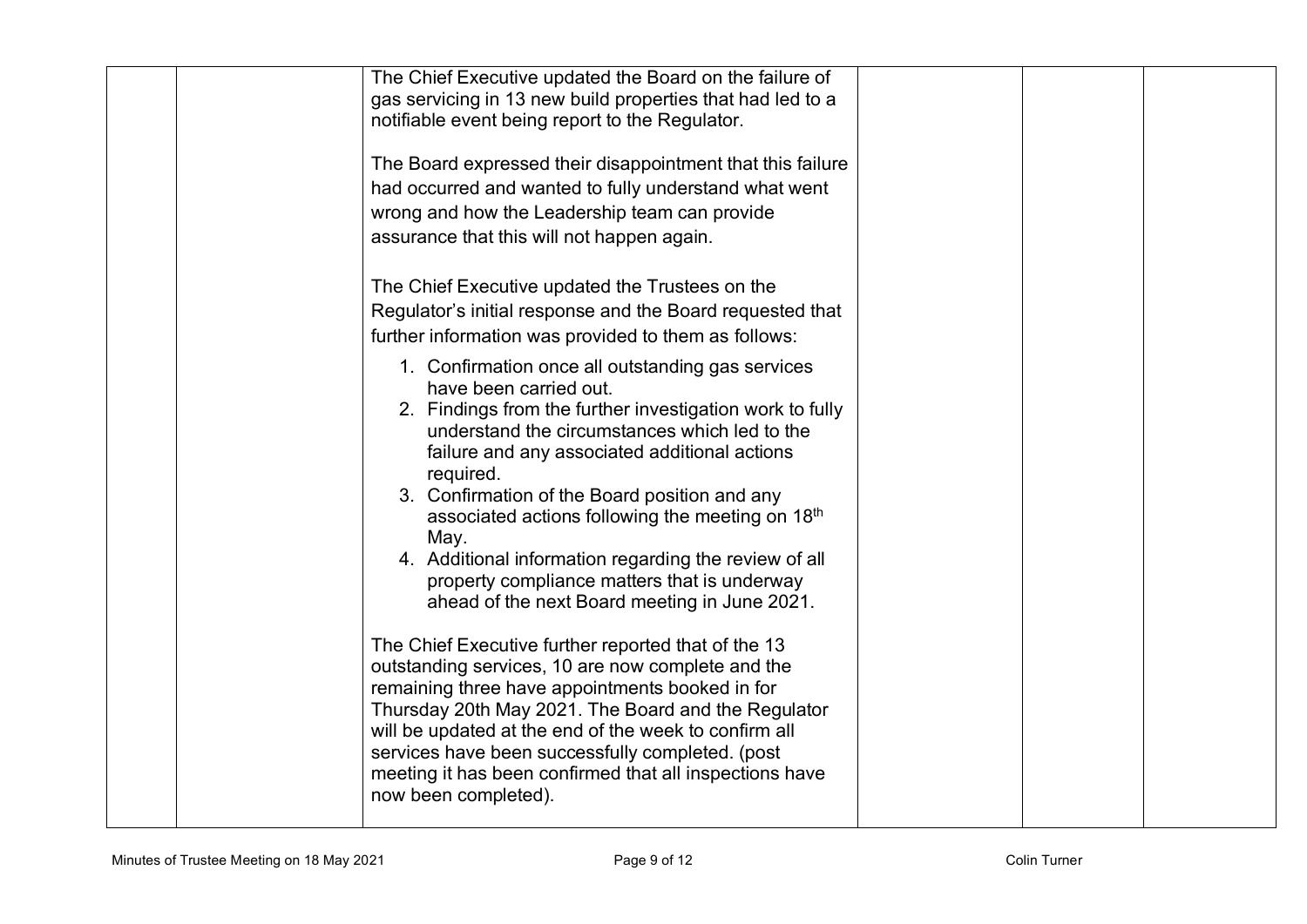| | | | | | |
|---|---|---|---|---|---|
| | | The Chief Executive updated the Board on the failure of gas servicing in 13 new build properties that had led to a notifiable event being report to the Regulator.<br><br>The Board expressed their disappointment that this failure had occurred and wanted to fully understand what went wrong and how the Leadership team can provide assurance that this will not happen again.<br><br>The Chief Executive updated the Trustees on the Regulator's initial response and the Board requested that further information was provided to them as follows:<br><br>1. Confirmation once all outstanding gas services have been carried out.<br>2. Findings from the further investigation work to fully understand the circumstances which led to the failure and any associated additional actions required.<br>3. Confirmation of the Board position and any associated actions following the meeting on 18th May.<br>4. Additional information regarding the review of all property compliance matters that is underway ahead of the next Board meeting in June 2021.<br><br>The Chief Executive further reported that of the 13 outstanding services, 10 are now complete and the remaining three have appointments booked in for Thursday 20th May 2021. The Board and the Regulator will be updated at the end of the week to confirm all services have been successfully completed. (post meeting it has been confirmed that all inspections have now been completed). | | | |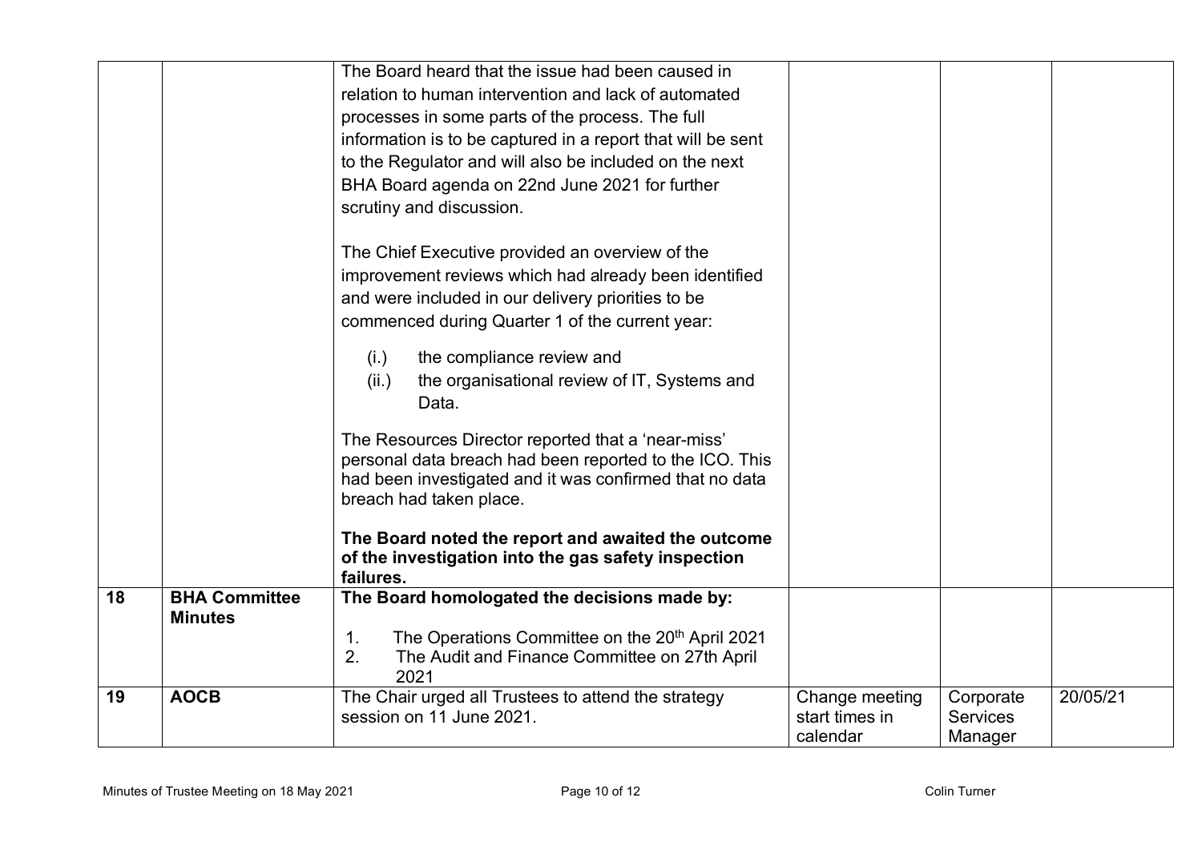|  |  |  |  |  |  |
|---|---|---|---|---|---|
|  |  | The Board heard that the issue had been caused in relation to human intervention and lack of automated processes in some parts of the process. The full information is to be captured in a report that will be sent to the Regulator and will also be included on the next BHA Board agenda on 22nd June 2021 for further scrutiny and discussion.<br><br>The Chief Executive provided an overview of the improvement reviews which had already been identified and were included in our delivery priorities to be commenced during Quarter 1 of the current year:<br><br>(i.) the compliance review and<br>(ii.) the organisational review of IT, Systems and Data.<br><br>The Resources Director reported that a 'near-miss' personal data breach had been reported to the ICO. This had been investigated and it was confirmed that no data breach had taken place.<br><br>**The Board noted the report and awaited the outcome of the investigation into the gas safety inspection failures.** |  |  |  |
| 18 | **BHA Committee Minutes** | **The Board homologated the decisions made by:**<br><br>1. The Operations Committee on the 20th April 2021<br>2. The Audit and Finance Committee on 27th April 2021 |  |  |  |
| 19 | **AOCB** | The Chair urged all Trustees to attend the strategy session on 11 June 2021. | Change meeting start times in calendar | Corporate Services Manager | 20/05/21 |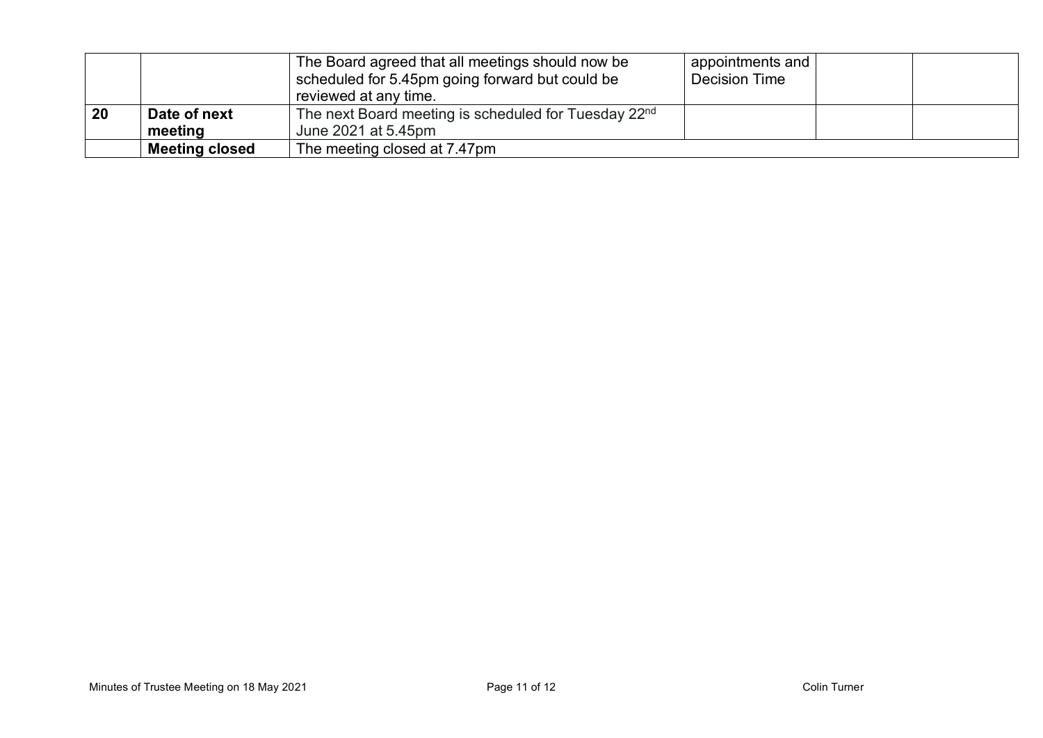| | | | | | |
|---|---|---|---|---|---|
| | | The Board agreed that all meetings should now be scheduled for 5.45pm going forward but could be reviewed at any time. | appointments and Decision Time | | |
| **20** | **Date of next meeting** | The next Board meeting is scheduled for Tuesday 22nd June 2021 at 5.45pm | | | |
| | **Meeting closed** | The meeting closed at 7.47pm | | | |